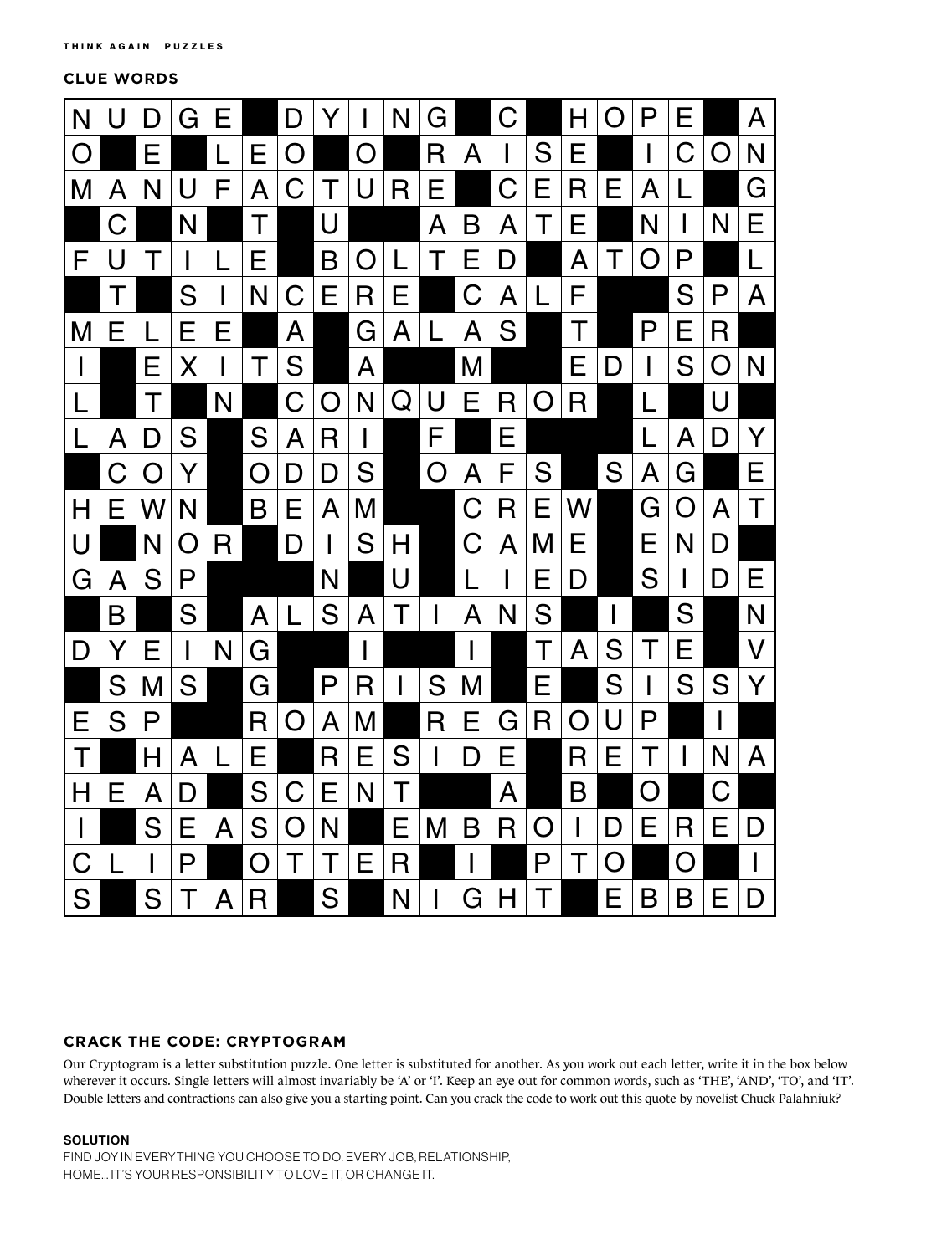## CLUE WORDS

| N | U | D | G | E | | D | Y | I | N | G | | C | | H | O | P | E | | A |
|---|---|---|---|---|---|---|---|---|---|---|---|---|---|---|---|---|---|---|---|
| O | | E | | L | E | O | | O | | R | A | I | S | E | | I | C | O | N |
| M | A | N | U | F | A | C | T | U | R | E | | C | E | R | E | A | L | | G |
| | C | | N | | T | | U | | | A | B | A | T | E | | N | I | N | E |
| F | U | T | I | L | E | | B | O | L | T | E | D | | A | T | O | P | | L |
| | T | | S | I | N | C | E | R | E | | C | A | L | F | | | S | P | A |
| M | E | L | E | E | | A | | G | A | L | A | S | | T | | P | E | R | |
| I | | E | X | I | T | S | | A | | | M | | | E | D | I | S | O | N |
| L | | T | | N | | C | O | N | Q | U | E | R | O | R | | L | | U | |
| L | A | D | S | | S | A | R | I | | F | | E | | | | L | A | D | Y |
| | C | O | Y | | O | D | D | S | | O | A | F | S | | S | A | G | | E |
| H | E | W | N | | B | E | A | M | | | C | R | E | W | | G | O | A | T |
| U | | N | O | R | | D | I | S | H | | C | A | M | E | | E | N | D | |
| G | A | S | P | | | | N | | U | | L | I | E | D | | S | I | D | E |
| | B | | S | | A | L | S | A | T | I | A | N | S | | I | | S | | N |
| D | Y | E | I | N | G | | | I | | | I | | T | A | S | T | E | | V |
| | S | M | S | | G | | P | R | I | S | M | | E | | S | I | S | S | Y |
| E | S | P | | | R | O | A | M | | R | E | G | R | O | U | P | | I | |
| T | | H | A | L | E | | R | E | S | I | D | E | | R | E | T | I | N | A |
| H | E | A | D | | S | C | E | N | T | | | A | | B | | O | | C | |
| I | | S | E | A | S | O | N | | E | M | B | R | O | I | D | E | R | E | D |
| C | L | I | P | | O | T | T | E | R | | I | | P | T | O | | O | | I |
| S | | S | T | A | R | | S | | N | I | G | H | T | | E | B | B | E | D |

## CRACK THE CODE: CRYPTOGRAM

Our Cryptogram is a letter substitution puzzle. One letter is substituted for another. As you work out each letter, write it in the box below wherever it occurs. Single letters will almost invariably be 'A' or 'I'. Keep an eye out for common words, such as 'THE', 'AND', 'TO', and 'IT'. Double letters and contractions can also give you a starting point. Can you crack the code to work out this quote by novelist Chuck Palahniuk?

### SOLUTION

FIND JOY IN EVERYTHING YOU CHOOSE TO DO. EVERY JOB, RELATIONSHIP, HOME... IT'S YOUR RESPONSIBILITY TO LOVE IT, OR CHANGE IT.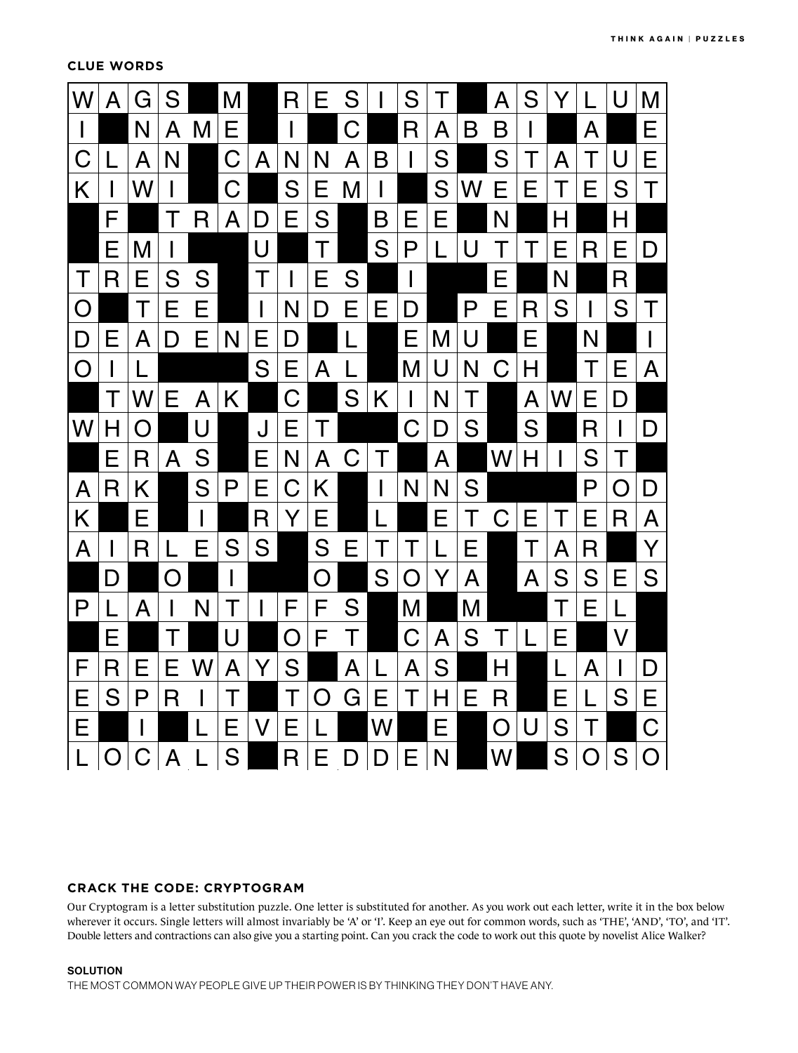**CLUE WORDS**

| | | | | | | | | | | | | | | | | | | | |
|---|---|---|---|---|---|---|---|---|---|---|---|---|---|---|---|---|---|---|---|
| W | A | G | S | | M | | R | E | S | I | S | T | | A | S | Y | L | U | M |
| I | | N | A | M | E | | I | | C | | R | A | B | B | I | | A | | E |
| C | L | A | N | | C | A | N | N | A | B | I | S | | S | T | A | T | U | E |
| K | I | W | I | | C | | S | E | M | I | | S | W | E | E | T | E | S | T |
| | F | | T | R | A | D | E | S | | B | E | E | | N | | H | | H | |
| | E | M | I | | | U | | T | | S | P | L | U | T | T | E | R | E | D |
| T | R | E | S | S | | T | I | E | S | | I | | | E | | N | | R | |
| O | | T | E | E | | I | N | D | E | E | D | | P | E | R | S | I | S | T |
| D | E | A | D | E | N | E | D | | L | | E | M | U | | E | | N | | I |
| O | I | L | | | | S | E | A | L | | M | U | N | C | H | | T | E | A |
| | T | W | E | A | K | | C | | S | K | I | N | T | | A | W | E | D | |
| W | H | O | | U | | J | E | T | | | C | D | S | | S | | R | I | D |
| | E | R | A | S | | E | N | A | C | T | | A | | W | H | I | S | T | |
| A | R | K | | S | P | E | C | K | | I | N | N | S | | | | P | O | D |
| K | | E | | I | | R | Y | E | | L | | E | T | C | E | T | E | R | A |
| A | I | R | L | E | S | S | | S | E | T | T | L | E | | T | A | R | | Y |
| | D | | O | | I | | | O | | S | O | Y | A | | A | S | S | E | S |
| P | L | A | I | N | T | I | F | F | S | | M | | M | | | T | E | L | |
| | E | | T | | U | | O | F | T | | C | A | S | T | L | E | | V | |
| F | R | E | E | W | A | Y | S | | A | L | A | S | | H | | L | A | I | D |
| E | S | P | R | I | T | | T | O | G | E | T | H | E | R | | E | L | S | E |
| E | | I | | L | E | V | E | L | | W | | E | | O | U | S | T | | C |
| L | O | C | A | L | S | | R | E | D | D | E | N | | W | | S | O | S | O |

**CRACK THE CODE: CRYPTOGRAM**

Our Cryptogram is a letter substitution puzzle. One letter is substituted for another. As you work out each letter, write it in the box below wherever it occurs. Single letters will almost invariably be 'A' or 'I'. Keep an eye out for common words, such as 'THE', 'AND', 'TO', and 'IT'. Double letters and contractions can also give you a starting point. Can you crack the code to work out this quote by novelist Alice Walker?

**SOLUTION**

THE MOST COMMON WAY PEOPLE GIVE UP THEIR POWER IS BY THINKING THEY DON'T HAVE ANY.